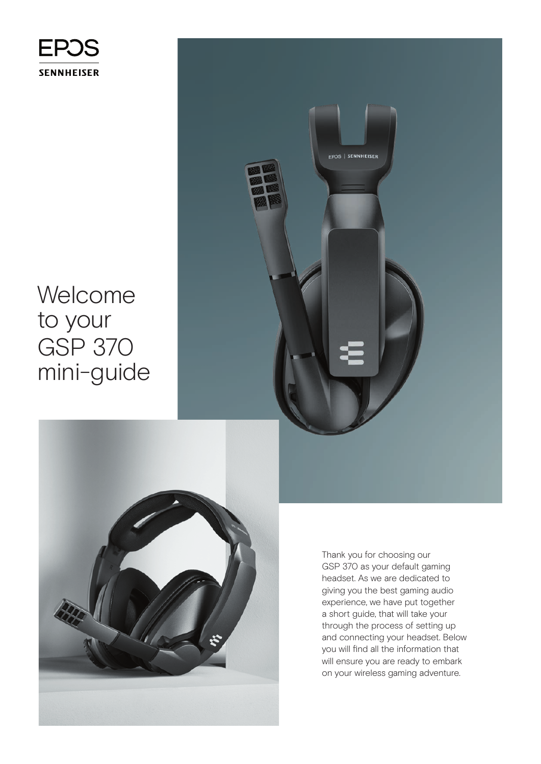EPOS

SENNHEISER

# Welcome to your GSP 370 mini-guide

Thank you for choosing our GSP 370 as your default gaming headset. As we are dedicated to giving you the best gaming audio experience, we have put together a short guide, that will take your through the process of setting up and connecting your headset. Below you will find all the information that will ensure you are ready to embark on your wireless gaming adventure.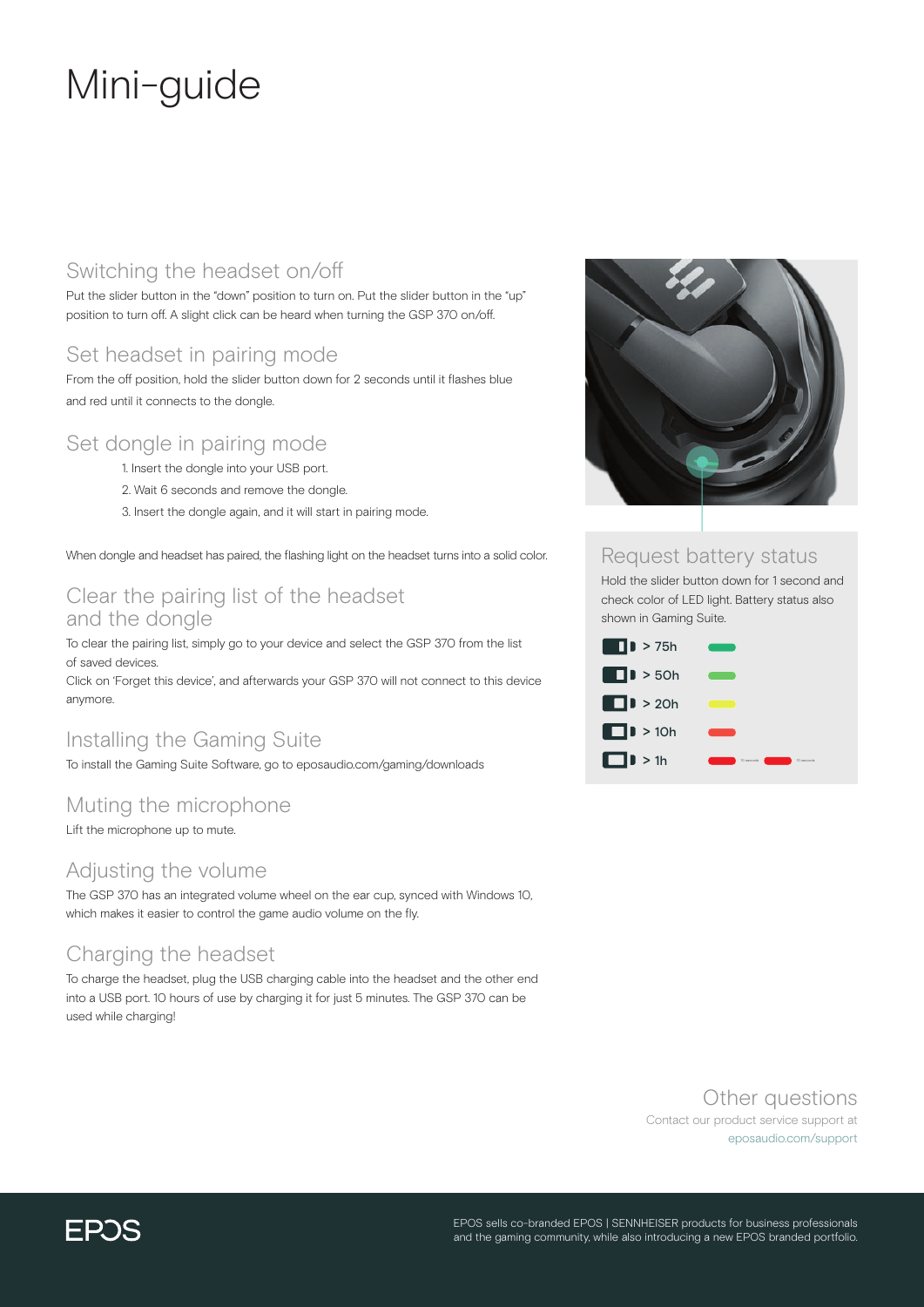# Mini-guide

## Switching the headset on/off

Put the slider button in the "down" position to turn on. Put the slider button in the "up" position to turn off. A slight click can be heard when turning the GSP 370 on/off.

## Set headset in pairing mode

From the off position, hold the slider button down for 2 seconds until it flashes blue and red until it connects to the dongle.

## Set dongle in pairing mode

1. Insert the dongle into your USB port.
2. Wait 6 seconds and remove the dongle.
3. Insert the dongle again, and it will start in pairing mode.

When dongle and headset has paired, the flashing light on the headset turns into a solid color.

## Clear the pairing list of the headset and the dongle

To clear the pairing list, simply go to your device and select the GSP 370 from the list of saved devices.
Click on 'Forget this device', and afterwards your GSP 370 will not connect to this device anymore.

## Installing the Gaming Suite

To install the Gaming Suite Software, go to eposaudio.com/gaming/downloads

## Muting the microphone

Lift the microphone up to mute.

## Adjusting the volume

The GSP 370 has an integrated volume wheel on the ear cup, synced with Windows 10, which makes it easier to control the game audio volume on the fly.

## Charging the headset

To charge the headset, plug the USB charging cable into the headset and the other end into a USB port. 10 hours of use by charging it for just 5 minutes. The GSP 370 can be used while charging!

## Request battery status

Hold the slider button down for 1 second and check color of LED light. Battery status also shown in Gaming Suite.

> 75h

> 50h

> 20h

> 10h

> 1h

## Other questions

Contact our product service support at
eposaudio.com/support

EPOS

EPOS sells co-branded EPOS | SENNHEISER products for business professionals and the gaming community, while also introducing a new EPOS branded portfolio.